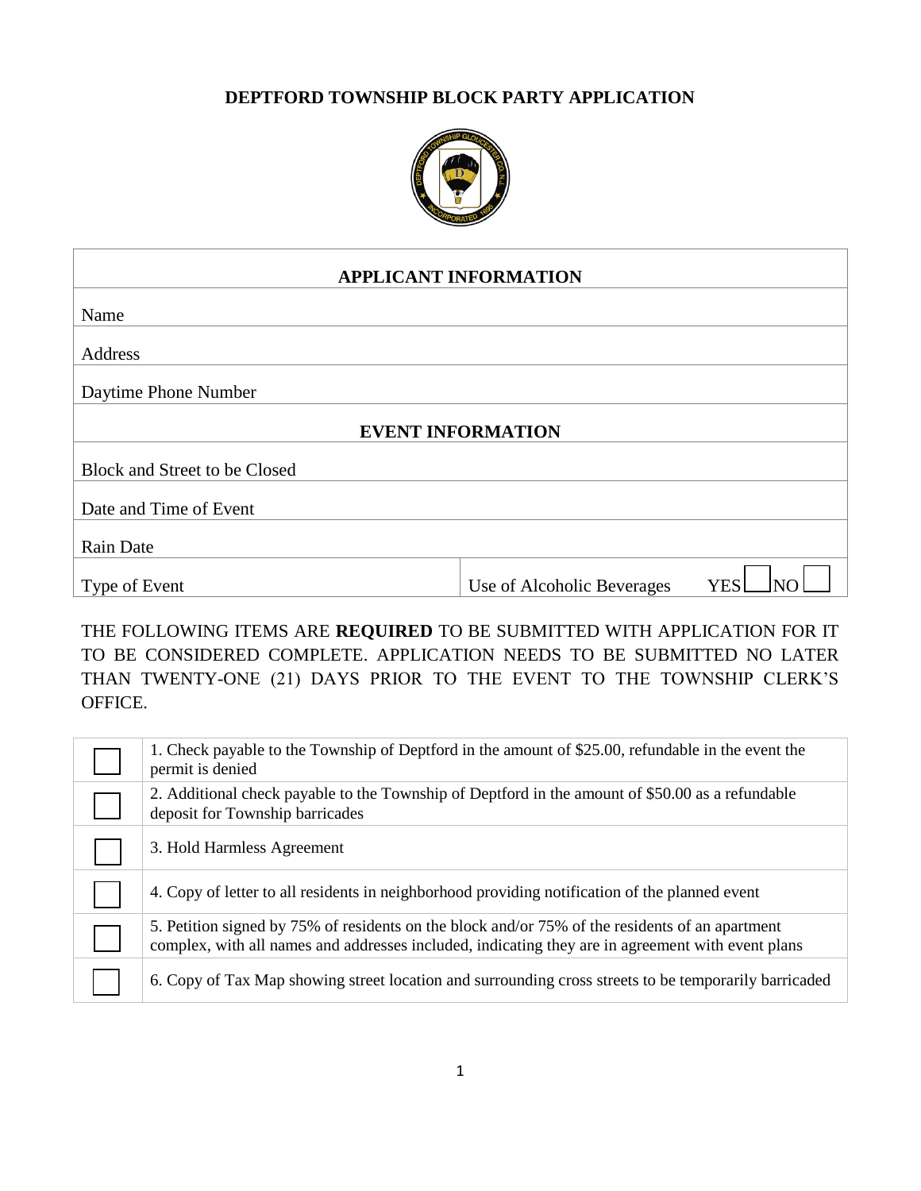# DEPTFORD TOWNSHIP BLOCK PARTY APPLICATION

| APPLICANT INFORMATION | |
|---|---|
| Name | |
| Address | |
| Daytime Phone Number | |
| **EVENT INFORMATION** | |
| Block and Street to be Closed | |
| Date and Time of Event | |
| Rain Date | |
| Type of Event | Use of Alcoholic Beverages YES ☐ NO ☐ |

THE FOLLOWING ITEMS ARE **REQUIRED** TO BE SUBMITTED WITH APPLICATION FOR IT TO BE CONSIDERED COMPLETE. APPLICATION NEEDS TO BE SUBMITTED NO LATER THAN TWENTY-ONE (21) DAYS PRIOR TO THE EVENT TO THE TOWNSHIP CLERK'S OFFICE.

| | |
|---|---|
| ☐ | 1. Check payable to the Township of Deptford in the amount of $25.00, refundable in the event the permit is denied |
| ☐ | 2. Additional check payable to the Township of Deptford in the amount of $50.00 as a refundable deposit for Township barricades |
| ☐ | 3. Hold Harmless Agreement |
| ☐ | 4. Copy of letter to all residents in neighborhood providing notification of the planned event |
| ☐ | 5. Petition signed by 75% of residents on the block and/or 75% of the residents of an apartment complex, with all names and addresses included, indicating they are in agreement with event plans |
| ☐ | 6. Copy of Tax Map showing street location and surrounding cross streets to be temporarily barricaded |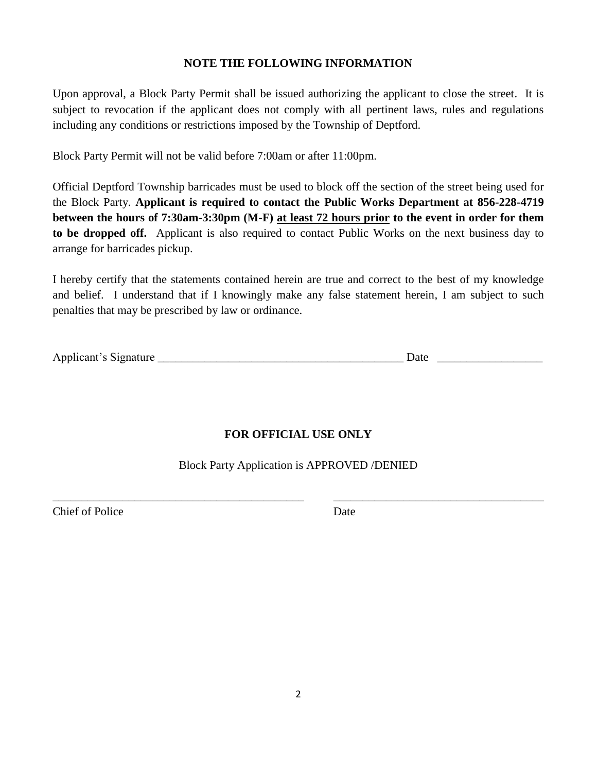## NOTE THE FOLLOWING INFORMATION

Upon approval, a Block Party Permit shall be issued authorizing the applicant to close the street. It is subject to revocation if the applicant does not comply with all pertinent laws, rules and regulations including any conditions or restrictions imposed by the Township of Deptford.

Block Party Permit will not be valid before 7:00am or after 11:00pm.

Official Deptford Township barricades must be used to block off the section of the street being used for the Block Party. **Applicant is required to contact the Public Works Department at 856-228-4719 between the hours of 7:30am-3:30pm (M-F) <u>at least 72 hours prior</u> to the event in order for them to be dropped off.** Applicant is also required to contact Public Works on the next business day to arrange for barricades pickup.

I hereby certify that the statements contained herein are true and correct to the best of my knowledge and belief. I understand that if I knowingly make any false statement herein, I am subject to such penalties that may be prescribed by law or ordinance.

Applicant's Signature ___________________________________________ Date __________________

## FOR OFFICIAL USE ONLY

Block Party Application is APPROVED /DENIED

_____________________________________________ _____________________________________

Chief of Police Date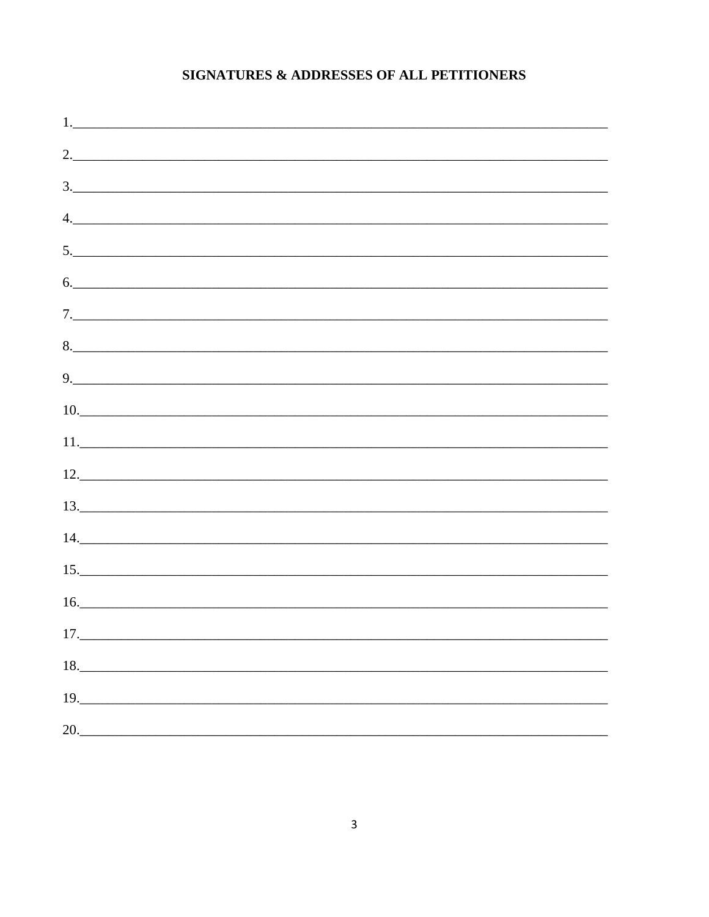**SIGNATURES & ADDRESSES OF ALL PETITIONERS**

1.\_\_\_\_\_\_\_\_\_\_\_\_\_\_\_\_\_\_\_\_\_\_\_\_\_\_\_\_\_\_\_\_\_\_\_\_\_\_\_\_\_\_\_\_\_\_\_\_\_\_\_\_\_\_\_\_\_\_\_\_\_\_\_\_\_\_\_\_\_\_\_\_\_\_\_\_

2.\_\_\_\_\_\_\_\_\_\_\_\_\_\_\_\_\_\_\_\_\_\_\_\_\_\_\_\_\_\_\_\_\_\_\_\_\_\_\_\_\_\_\_\_\_\_\_\_\_\_\_\_\_\_\_\_\_\_\_\_\_\_\_\_\_\_\_\_\_\_\_\_\_\_\_\_

3.\_\_\_\_\_\_\_\_\_\_\_\_\_\_\_\_\_\_\_\_\_\_\_\_\_\_\_\_\_\_\_\_\_\_\_\_\_\_\_\_\_\_\_\_\_\_\_\_\_\_\_\_\_\_\_\_\_\_\_\_\_\_\_\_\_\_\_\_\_\_\_\_\_\_\_\_

4.\_\_\_\_\_\_\_\_\_\_\_\_\_\_\_\_\_\_\_\_\_\_\_\_\_\_\_\_\_\_\_\_\_\_\_\_\_\_\_\_\_\_\_\_\_\_\_\_\_\_\_\_\_\_\_\_\_\_\_\_\_\_\_\_\_\_\_\_\_\_\_\_\_\_\_\_

5.\_\_\_\_\_\_\_\_\_\_\_\_\_\_\_\_\_\_\_\_\_\_\_\_\_\_\_\_\_\_\_\_\_\_\_\_\_\_\_\_\_\_\_\_\_\_\_\_\_\_\_\_\_\_\_\_\_\_\_\_\_\_\_\_\_\_\_\_\_\_\_\_\_\_\_\_

6.\_\_\_\_\_\_\_\_\_\_\_\_\_\_\_\_\_\_\_\_\_\_\_\_\_\_\_\_\_\_\_\_\_\_\_\_\_\_\_\_\_\_\_\_\_\_\_\_\_\_\_\_\_\_\_\_\_\_\_\_\_\_\_\_\_\_\_\_\_\_\_\_\_\_\_\_

7.\_\_\_\_\_\_\_\_\_\_\_\_\_\_\_\_\_\_\_\_\_\_\_\_\_\_\_\_\_\_\_\_\_\_\_\_\_\_\_\_\_\_\_\_\_\_\_\_\_\_\_\_\_\_\_\_\_\_\_\_\_\_\_\_\_\_\_\_\_\_\_\_\_\_\_\_

8.\_\_\_\_\_\_\_\_\_\_\_\_\_\_\_\_\_\_\_\_\_\_\_\_\_\_\_\_\_\_\_\_\_\_\_\_\_\_\_\_\_\_\_\_\_\_\_\_\_\_\_\_\_\_\_\_\_\_\_\_\_\_\_\_\_\_\_\_\_\_\_\_\_\_\_\_

9.\_\_\_\_\_\_\_\_\_\_\_\_\_\_\_\_\_\_\_\_\_\_\_\_\_\_\_\_\_\_\_\_\_\_\_\_\_\_\_\_\_\_\_\_\_\_\_\_\_\_\_\_\_\_\_\_\_\_\_\_\_\_\_\_\_\_\_\_\_\_\_\_\_\_\_\_

10.\_\_\_\_\_\_\_\_\_\_\_\_\_\_\_\_\_\_\_\_\_\_\_\_\_\_\_\_\_\_\_\_\_\_\_\_\_\_\_\_\_\_\_\_\_\_\_\_\_\_\_\_\_\_\_\_\_\_\_\_\_\_\_\_\_\_\_\_\_\_\_\_\_\_\_

11.\_\_\_\_\_\_\_\_\_\_\_\_\_\_\_\_\_\_\_\_\_\_\_\_\_\_\_\_\_\_\_\_\_\_\_\_\_\_\_\_\_\_\_\_\_\_\_\_\_\_\_\_\_\_\_\_\_\_\_\_\_\_\_\_\_\_\_\_\_\_\_\_\_\_\_

12.\_\_\_\_\_\_\_\_\_\_\_\_\_\_\_\_\_\_\_\_\_\_\_\_\_\_\_\_\_\_\_\_\_\_\_\_\_\_\_\_\_\_\_\_\_\_\_\_\_\_\_\_\_\_\_\_\_\_\_\_\_\_\_\_\_\_\_\_\_\_\_\_\_\_\_

13.\_\_\_\_\_\_\_\_\_\_\_\_\_\_\_\_\_\_\_\_\_\_\_\_\_\_\_\_\_\_\_\_\_\_\_\_\_\_\_\_\_\_\_\_\_\_\_\_\_\_\_\_\_\_\_\_\_\_\_\_\_\_\_\_\_\_\_\_\_\_\_\_\_\_\_

14.\_\_\_\_\_\_\_\_\_\_\_\_\_\_\_\_\_\_\_\_\_\_\_\_\_\_\_\_\_\_\_\_\_\_\_\_\_\_\_\_\_\_\_\_\_\_\_\_\_\_\_\_\_\_\_\_\_\_\_\_\_\_\_\_\_\_\_\_\_\_\_\_\_\_\_

15.\_\_\_\_\_\_\_\_\_\_\_\_\_\_\_\_\_\_\_\_\_\_\_\_\_\_\_\_\_\_\_\_\_\_\_\_\_\_\_\_\_\_\_\_\_\_\_\_\_\_\_\_\_\_\_\_\_\_\_\_\_\_\_\_\_\_\_\_\_\_\_\_\_\_\_

16.\_\_\_\_\_\_\_\_\_\_\_\_\_\_\_\_\_\_\_\_\_\_\_\_\_\_\_\_\_\_\_\_\_\_\_\_\_\_\_\_\_\_\_\_\_\_\_\_\_\_\_\_\_\_\_\_\_\_\_\_\_\_\_\_\_\_\_\_\_\_\_\_\_\_\_

17.\_\_\_\_\_\_\_\_\_\_\_\_\_\_\_\_\_\_\_\_\_\_\_\_\_\_\_\_\_\_\_\_\_\_\_\_\_\_\_\_\_\_\_\_\_\_\_\_\_\_\_\_\_\_\_\_\_\_\_\_\_\_\_\_\_\_\_\_\_\_\_\_\_\_\_

18.\_\_\_\_\_\_\_\_\_\_\_\_\_\_\_\_\_\_\_\_\_\_\_\_\_\_\_\_\_\_\_\_\_\_\_\_\_\_\_\_\_\_\_\_\_\_\_\_\_\_\_\_\_\_\_\_\_\_\_\_\_\_\_\_\_\_\_\_\_\_\_\_\_\_\_

19.\_\_\_\_\_\_\_\_\_\_\_\_\_\_\_\_\_\_\_\_\_\_\_\_\_\_\_\_\_\_\_\_\_\_\_\_\_\_\_\_\_\_\_\_\_\_\_\_\_\_\_\_\_\_\_\_\_\_\_\_\_\_\_\_\_\_\_\_\_\_\_\_\_\_\_

20.\_\_\_\_\_\_\_\_\_\_\_\_\_\_\_\_\_\_\_\_\_\_\_\_\_\_\_\_\_\_\_\_\_\_\_\_\_\_\_\_\_\_\_\_\_\_\_\_\_\_\_\_\_\_\_\_\_\_\_\_\_\_\_\_\_\_\_\_\_\_\_\_\_\_\_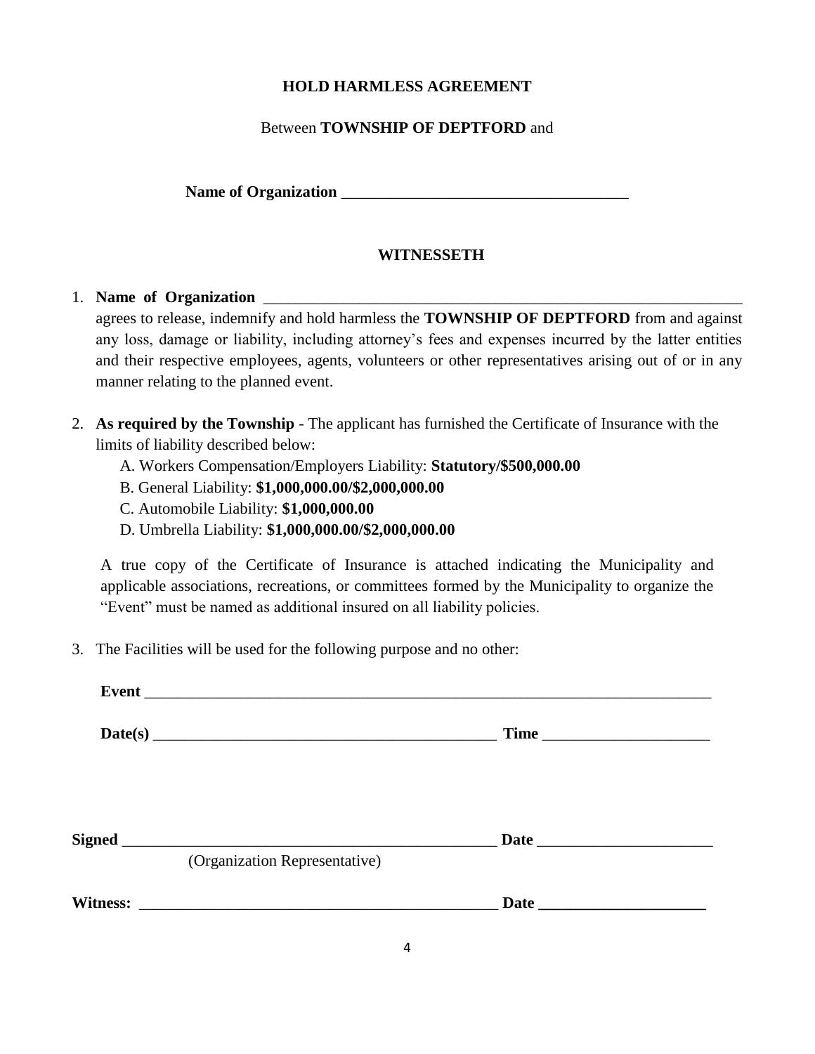## HOLD HARMLESS AGREEMENT

Between **TOWNSHIP OF DEPTFORD** and

**Name of Organization** ____________________________________

### WITNESSETH

1. **Name of Organization** ____________________________________________________________ agrees to release, indemnify and hold harmless the **TOWNSHIP OF DEPTFORD** from and against any loss, damage or liability, including attorney's fees and expenses incurred by the latter entities and their respective employees, agents, volunteers or other representatives arising out of or in any manner relating to the planned event.

2. **As required by the Township** - The applicant has furnished the Certificate of Insurance with the limits of liability described below:

   A. Workers Compensation/Employers Liability: **Statutory/$500,000.00**
   B. General Liability: **$1,000,000.00/$2,000,000.00**
   C. Automobile Liability: **$1,000,000.00**
   D. Umbrella Liability: **$1,000,000.00/$2,000,000.00**

   A true copy of the Certificate of Insurance is attached indicating the Municipality and applicable associations, recreations, or committees formed by the Municipality to organize the "Event" must be named as additional insured on all liability policies.

3. The Facilities will be used for the following purpose and no other:

   **Event** ________________________________________________________________________

   **Date(s)** ____________________________________________ **Time** ____________________

**Signed** ________________________________________________ **Date** _____________________
(Organization Representative)

**Witness:** ____________________________________________ **Date** _____________________